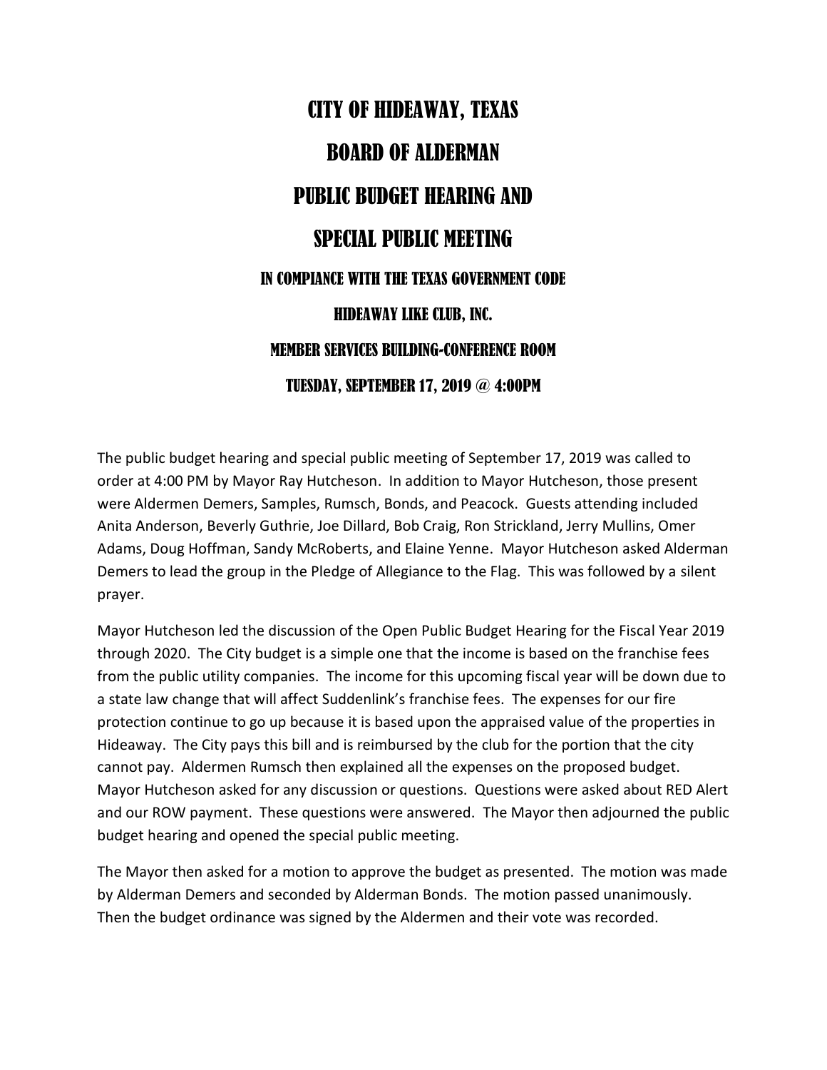# CITY OF HIDEAWAY, TEXAS

# BOARD OF ALDERMAN

# PUBLIC BUDGET HEARING AND

# SPECIAL PUBLIC MEETING

### IN COMPIANCE WITH THE TEXAS GOVERNMENT CODE

### HIDEAWAY LIKE CLUB, INC.

### MEMBER SERVICES BUILDING-CONFERENCE ROOM

### TUESDAY, SEPTEMBER 17, 2019 @ 4:00PM

The public budget hearing and special public meeting of September 17, 2019 was called to order at 4:00 PM by Mayor Ray Hutcheson. In addition to Mayor Hutcheson, those present were Aldermen Demers, Samples, Rumsch, Bonds, and Peacock. Guests attending included Anita Anderson, Beverly Guthrie, Joe Dillard, Bob Craig, Ron Strickland, Jerry Mullins, Omer Adams, Doug Hoffman, Sandy McRoberts, and Elaine Yenne. Mayor Hutcheson asked Alderman Demers to lead the group in the Pledge of Allegiance to the Flag. This was followed by a silent prayer.

Mayor Hutcheson led the discussion of the Open Public Budget Hearing for the Fiscal Year 2019 through 2020. The City budget is a simple one that the income is based on the franchise fees from the public utility companies. The income for this upcoming fiscal year will be down due to a state law change that will affect Suddenlink's franchise fees. The expenses for our fire protection continue to go up because it is based upon the appraised value of the properties in Hideaway. The City pays this bill and is reimbursed by the club for the portion that the city cannot pay. Aldermen Rumsch then explained all the expenses on the proposed budget. Mayor Hutcheson asked for any discussion or questions. Questions were asked about RED Alert and our ROW payment. These questions were answered. The Mayor then adjourned the public budget hearing and opened the special public meeting.

The Mayor then asked for a motion to approve the budget as presented. The motion was made by Alderman Demers and seconded by Alderman Bonds. The motion passed unanimously. Then the budget ordinance was signed by the Aldermen and their vote was recorded.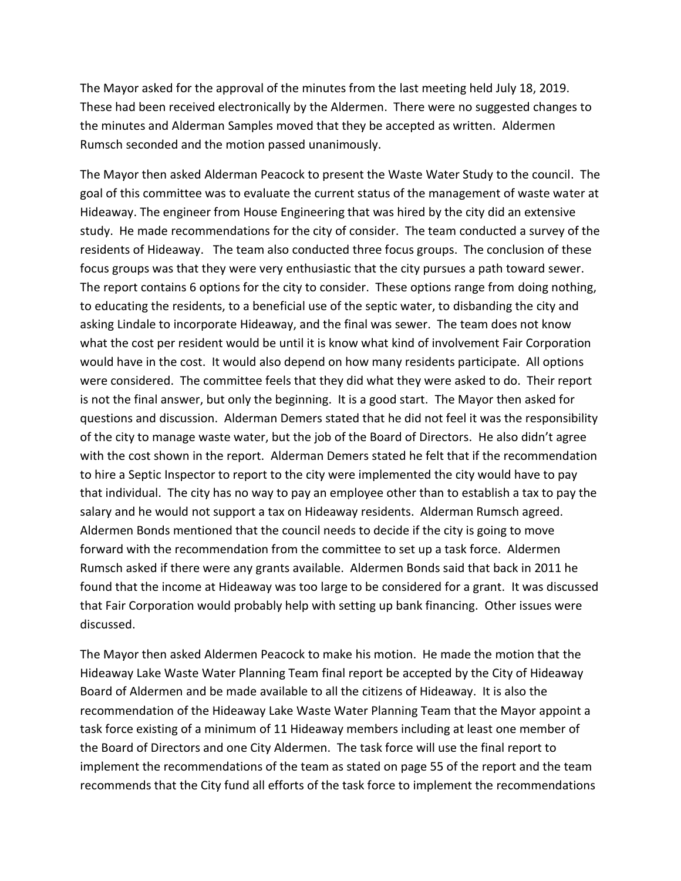The Mayor asked for the approval of the minutes from the last meeting held July 18, 2019. These had been received electronically by the Aldermen. There were no suggested changes to the minutes and Alderman Samples moved that they be accepted as written. Aldermen Rumsch seconded and the motion passed unanimously.

The Mayor then asked Alderman Peacock to present the Waste Water Study to the council. The goal of this committee was to evaluate the current status of the management of waste water at Hideaway. The engineer from House Engineering that was hired by the city did an extensive study. He made recommendations for the city of consider. The team conducted a survey of the residents of Hideaway. The team also conducted three focus groups. The conclusion of these focus groups was that they were very enthusiastic that the city pursues a path toward sewer. The report contains 6 options for the city to consider. These options range from doing nothing, to educating the residents, to a beneficial use of the septic water, to disbanding the city and asking Lindale to incorporate Hideaway, and the final was sewer. The team does not know what the cost per resident would be until it is know what kind of involvement Fair Corporation would have in the cost. It would also depend on how many residents participate. All options were considered. The committee feels that they did what they were asked to do. Their report is not the final answer, but only the beginning. It is a good start. The Mayor then asked for questions and discussion. Alderman Demers stated that he did not feel it was the responsibility of the city to manage waste water, but the job of the Board of Directors. He also didn't agree with the cost shown in the report. Alderman Demers stated he felt that if the recommendation to hire a Septic Inspector to report to the city were implemented the city would have to pay that individual. The city has no way to pay an employee other than to establish a tax to pay the salary and he would not support a tax on Hideaway residents. Alderman Rumsch agreed. Aldermen Bonds mentioned that the council needs to decide if the city is going to move forward with the recommendation from the committee to set up a task force. Aldermen Rumsch asked if there were any grants available. Aldermen Bonds said that back in 2011 he found that the income at Hideaway was too large to be considered for a grant. It was discussed that Fair Corporation would probably help with setting up bank financing. Other issues were discussed.

The Mayor then asked Aldermen Peacock to make his motion. He made the motion that the Hideaway Lake Waste Water Planning Team final report be accepted by the City of Hideaway Board of Aldermen and be made available to all the citizens of Hideaway. It is also the recommendation of the Hideaway Lake Waste Water Planning Team that the Mayor appoint a task force existing of a minimum of 11 Hideaway members including at least one member of the Board of Directors and one City Aldermen. The task force will use the final report to implement the recommendations of the team as stated on page 55 of the report and the team recommends that the City fund all efforts of the task force to implement the recommendations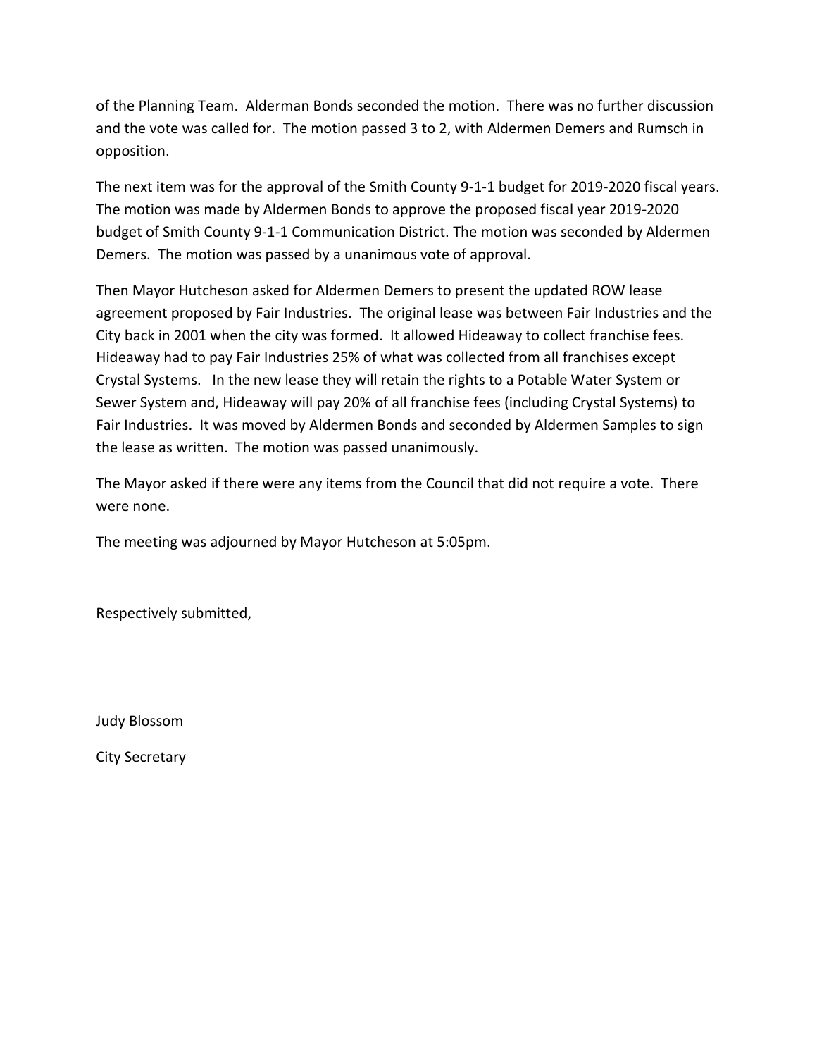of the Planning Team. Alderman Bonds seconded the motion. There was no further discussion and the vote was called for. The motion passed 3 to 2, with Aldermen Demers and Rumsch in opposition.

The next item was for the approval of the Smith County 9-1-1 budget for 2019-2020 fiscal years. The motion was made by Aldermen Bonds to approve the proposed fiscal year 2019-2020 budget of Smith County 9-1-1 Communication District. The motion was seconded by Aldermen Demers. The motion was passed by a unanimous vote of approval.

Then Mayor Hutcheson asked for Aldermen Demers to present the updated ROW lease agreement proposed by Fair Industries. The original lease was between Fair Industries and the City back in 2001 when the city was formed. It allowed Hideaway to collect franchise fees. Hideaway had to pay Fair Industries 25% of what was collected from all franchises except Crystal Systems. In the new lease they will retain the rights to a Potable Water System or Sewer System and, Hideaway will pay 20% of all franchise fees (including Crystal Systems) to Fair Industries. It was moved by Aldermen Bonds and seconded by Aldermen Samples to sign the lease as written. The motion was passed unanimously.

The Mayor asked if there were any items from the Council that did not require a vote. There were none.

The meeting was adjourned by Mayor Hutcheson at 5:05pm.

Respectively submitted,

Judy Blossom

City Secretary